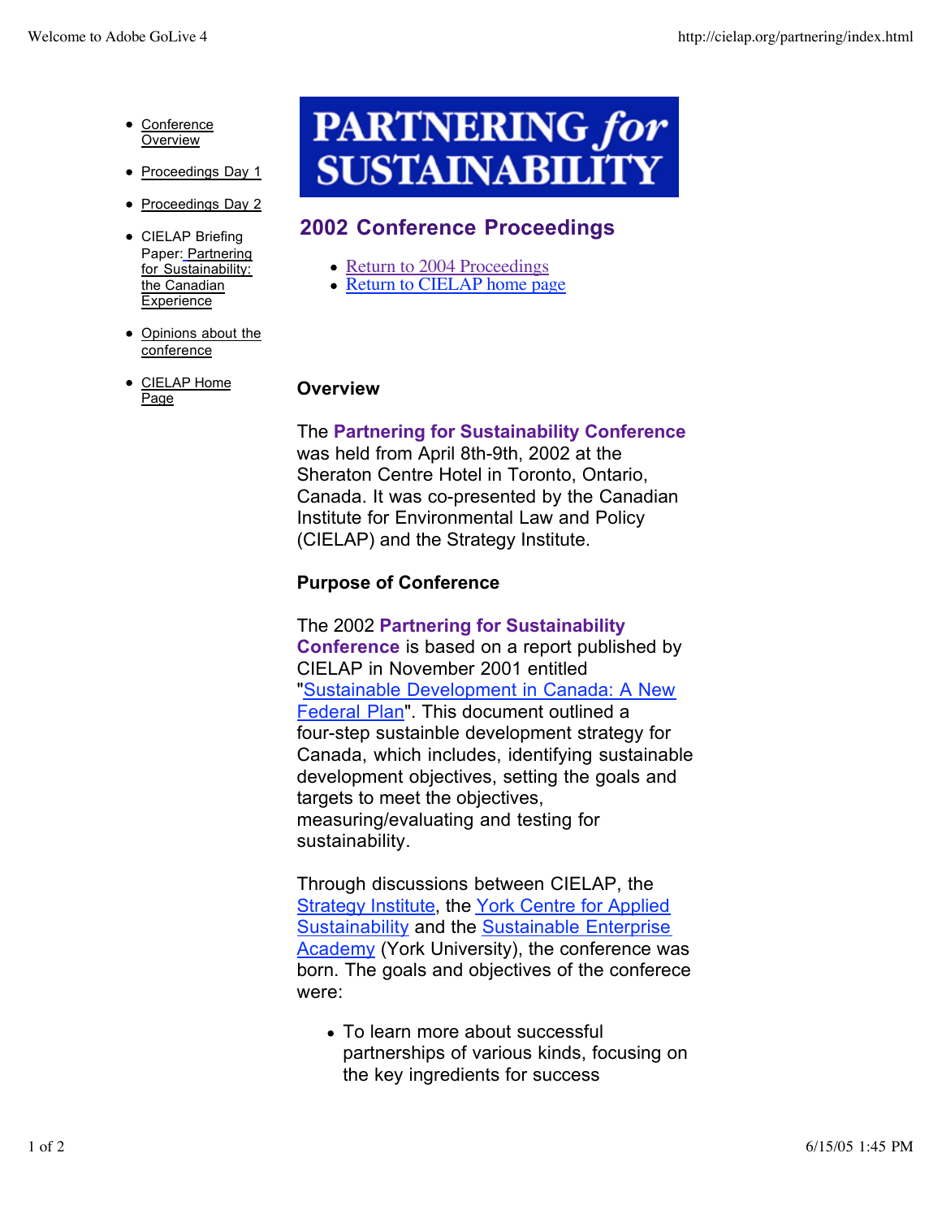- Conference Overview
- Proceedings Day 1
- Proceedings Day 2
- CIELAP Briefing Paper: Partnering for Sustainability: the Canadian Experience
- Opinions about the conference
- CIELAP Home Page

# PARTNERING for SUSTAINABILITY

## 2002 Conference Proceedings

- Return to 2004 Proceedings
- Return to CIELAP home page

### Overview

The **Partnering for Sustainability Conference** was held from April 8th-9th, 2002 at the Sheraton Centre Hotel in Toronto, Ontario, Canada. It was co-presented by the Canadian Institute for Environmental Law and Policy (CIELAP) and the Strategy Institute.

### Purpose of Conference

The 2002 **Partnering for Sustainability Conference** is based on a report published by CIELAP in November 2001 entitled "Sustainable Development in Canada: A New Federal Plan". This document outlined a four-step sustainble development strategy for Canada, which includes, identifying sustainable development objectives, setting the goals and targets to meet the objectives, measuring/evaluating and testing for sustainability.

Through discussions between CIELAP, the Strategy Institute, the York Centre for Applied Sustainability and the Sustainable Enterprise Academy (York University), the conference was born. The goals and objectives of the conferece were:

- To learn more about successful partnerships of various kinds, focusing on the key ingredients for success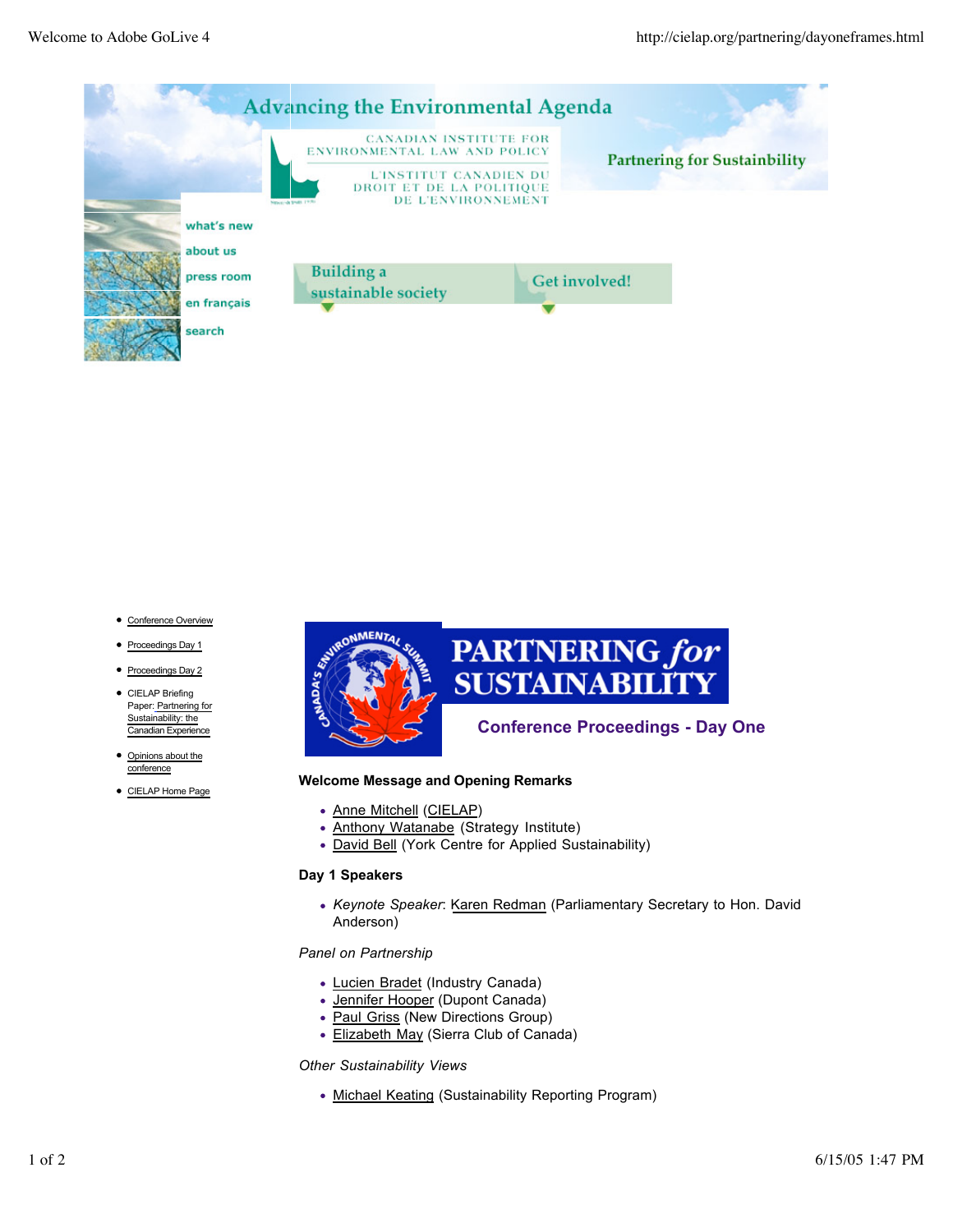# Advancing the Environmental Agenda

CANADIAN INSTITUTE FOR ENVIRONMENTAL LAW AND POLICY

L'INSTITUT CANADIEN DU DROIT ET DE LA POLITIQUE DE L'ENVIRONNEMENT

Partnering for Sustainbility

- what's new
- about us
- press room
- en français
- search

Building a sustainable society

Get involved!

- Conference Overview
- Proceedings Day 1
- Proceedings Day 2
- CIELAP Briefing Paper: Partnering for Sustainability: the Canadian Experience
- Opinions about the conference
- CIELAP Home Page

CANADA'S ENVIRONMENTAL SUMMIT

# PARTNERING *for* SUSTAINABILITY

## Conference Proceedings - Day One

**Welcome Message and Opening Remarks**

- Anne Mitchell (CIELAP)
- Anthony Watanabe (Strategy Institute)
- David Bell (York Centre for Applied Sustainability)

**Day 1 Speakers**

- *Keynote Speaker*: Karen Redman (Parliamentary Secretary to Hon. David Anderson)

*Panel on Partnership*

- Lucien Bradet (Industry Canada)
- Jennifer Hooper (Dupont Canada)
- Paul Griss (New Directions Group)
- Elizabeth May (Sierra Club of Canada)

*Other Sustainability Views*

- Michael Keating (Sustainability Reporting Program)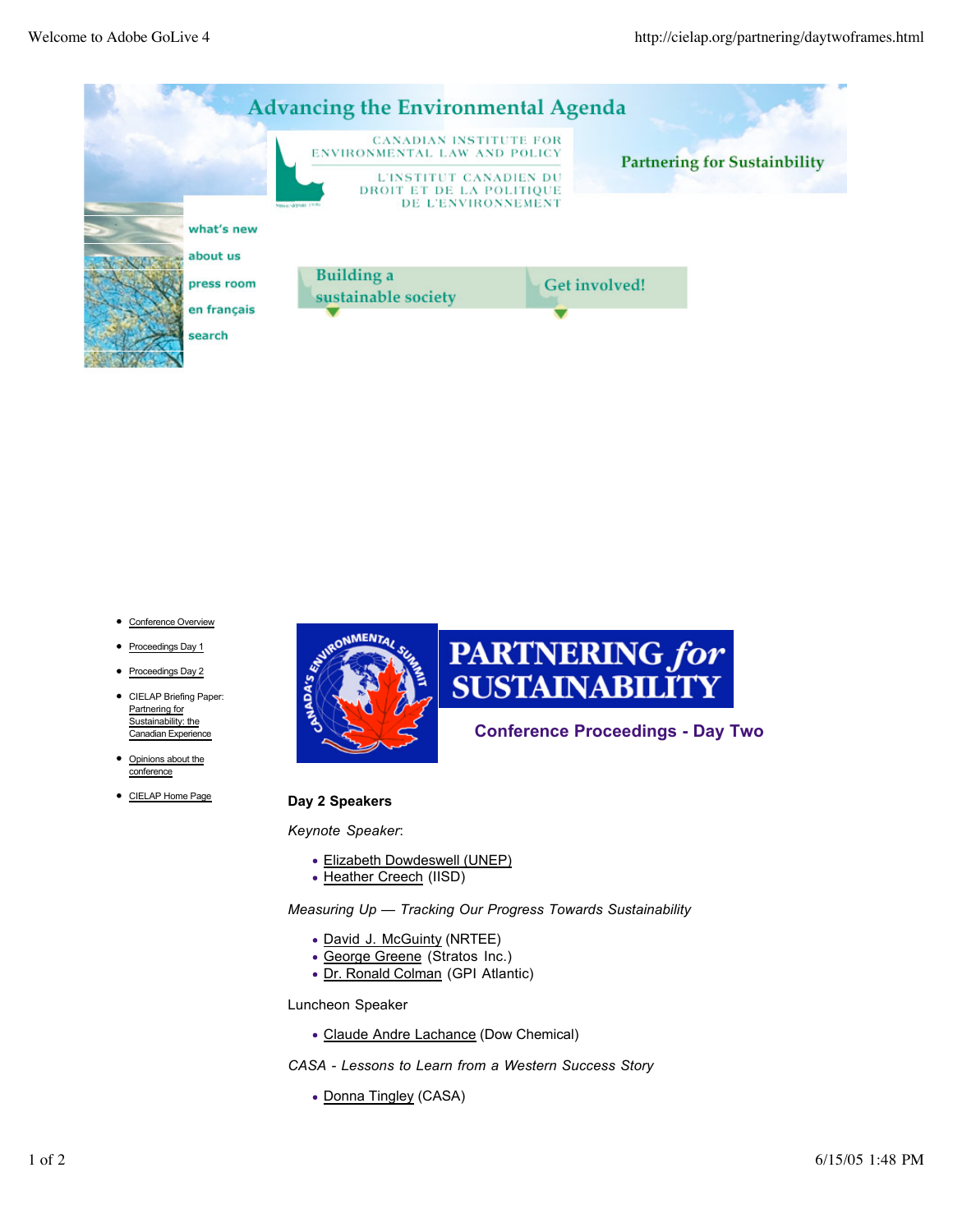Advancing the Environmental Agenda

CANADIAN INSTITUTE FOR ENVIRONMENTAL LAW AND POLICY

L'INSTITUT CANADIEN DU DROIT ET DE LA POLITIQUE DE L'ENVIRONNEMENT

Partnering for Sustainbility

- what's new
- about us
- press room
- en français
- search

Building a sustainable society

Get involved!

- Conference Overview
- Proceedings Day 1
- Proceedings Day 2
- CIELAP Briefing Paper: Partnering for Sustainability: the Canadian Experience
- Opinions about the conference
- CIELAP Home Page

CANADA'S ENVIRONMENTAL SUMMIT

# PARTNERING *for* SUSTAINABILITY

## Conference Proceedings - Day Two

**Day 2 Speakers**

*Keynote Speaker*:

- Elizabeth Dowdeswell (UNEP)
- Heather Creech (IISD)

*Measuring Up — Tracking Our Progress Towards Sustainability*

- David J. McGuinty (NRTEE)
- George Greene (Stratos Inc.)
- Dr. Ronald Colman (GPI Atlantic)

Luncheon Speaker

- Claude Andre Lachance (Dow Chemical)

*CASA - Lessons to Learn from a Western Success Story*

- Donna Tingley (CASA)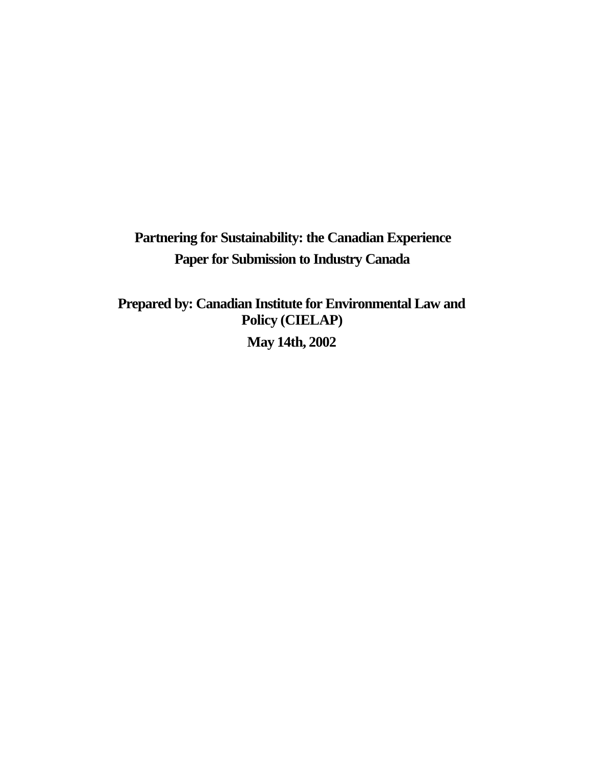**Partnering for Sustainability: the Canadian Experience**

**Paper for Submission to Industry Canada**

**Prepared by: Canadian Institute for Environmental Law and Policy (CIELAP)**

**May 14th, 2002**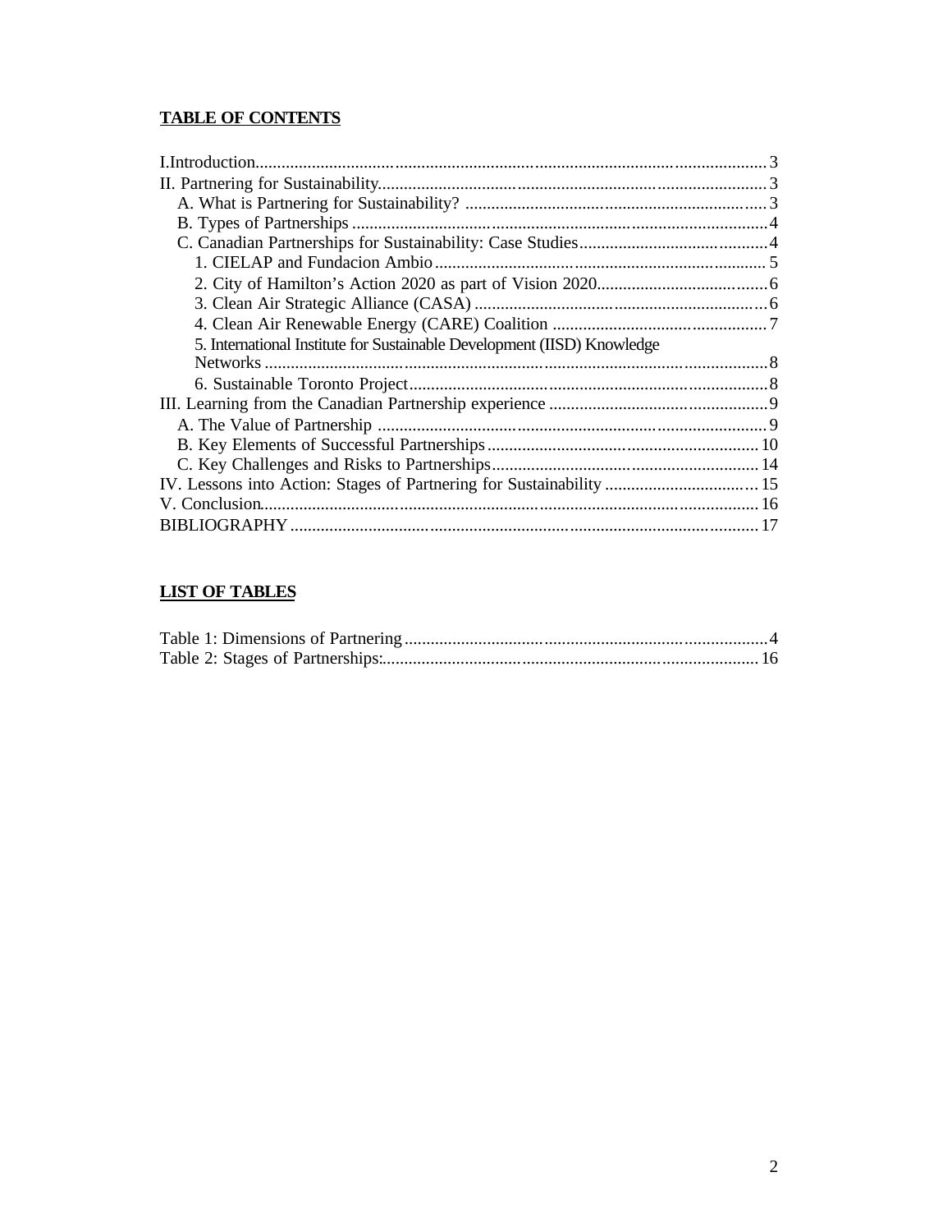**TABLE OF CONTENTS**

- I.Introduction .... 3
- II. Partnering for Sustainability .... 3
  - A. What is Partnering for Sustainability? .... 3
  - B. Types of Partnerships .... 4
  - C. Canadian Partnerships for Sustainability: Case Studies .... 4
    - 1. CIELAP and Fundacion Ambio .... 5
    - 2. City of Hamilton's Action 2020 as part of Vision 2020 .... 6
    - 3. Clean Air Strategic Alliance (CASA) .... 6
    - 4. Clean Air Renewable Energy (CARE) Coalition .... 7
    - 5. International Institute for Sustainable Development (IISD) Knowledge Networks .... 8
    - 6. Sustainable Toronto Project .... 8
- III. Learning from the Canadian Partnership experience .... 9
  - A. The Value of Partnership .... 9
  - B. Key Elements of Successful Partnerships .... 10
  - C. Key Challenges and Risks to Partnerships .... 14
- IV. Lessons into Action: Stages of Partnering for Sustainability .... 15
- V. Conclusion .... 16
- BIBLIOGRAPHY .... 17

**LIST OF TABLES**

- Table 1: Dimensions of Partnering .... 4
- Table 2: Stages of Partnerships: .... 16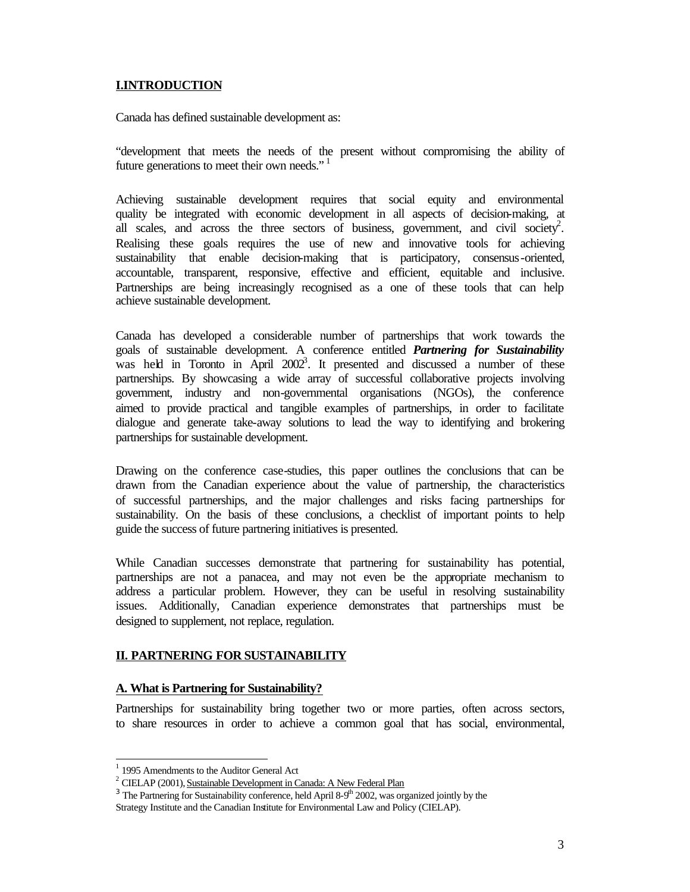## I.INTRODUCTION

Canada has defined sustainable development as:

"development that meets the needs of the present without compromising the ability of future generations to meet their own needs." [1]

Achieving sustainable development requires that social equity and environmental quality be integrated with economic development in all aspects of decision-making, at all scales, and across the three sectors of business, government, and civil society[2]. Realising these goals requires the use of new and innovative tools for achieving sustainability that enable decision-making that is participatory, consensus-oriented, accountable, transparent, responsive, effective and efficient, equitable and inclusive. Partnerships are being increasingly recognised as a one of these tools that can help achieve sustainable development.

Canada has developed a considerable number of partnerships that work towards the goals of sustainable development. A conference entitled ***Partnering for Sustainability*** was held in Toronto in April 2002[3]. It presented and discussed a number of these partnerships. By showcasing a wide array of successful collaborative projects involving government, industry and non-governmental organisations (NGOs), the conference aimed to provide practical and tangible examples of partnerships, in order to facilitate dialogue and generate take-away solutions to lead the way to identifying and brokering partnerships for sustainable development.

Drawing on the conference case-studies, this paper outlines the conclusions that can be drawn from the Canadian experience about the value of partnership, the characteristics of successful partnerships, and the major challenges and risks facing partnerships for sustainability. On the basis of these conclusions, a checklist of important points to help guide the success of future partnering initiatives is presented.

While Canadian successes demonstrate that partnering for sustainability has potential, partnerships are not a panacea, and may not even be the appropriate mechanism to address a particular problem. However, they can be useful in resolving sustainability issues. Additionally, Canadian experience demonstrates that partnerships must be designed to supplement, not replace, regulation.

## II. PARTNERING FOR SUSTAINABILITY

### A. What is Partnering for Sustainability?

Partnerships for sustainability bring together two or more parties, often across sectors, to share resources in order to achieve a common goal that has social, environmental,

---

[1] 1995 Amendments to the Auditor General Act

[2] CIELAP (2001), Sustainable Development in Canada: A New Federal Plan

[3] The Partnering for Sustainability conference, held April 8-9th 2002, was organized jointly by the Strategy Institute and the Canadian Institute for Environmental Law and Policy (CIELAP).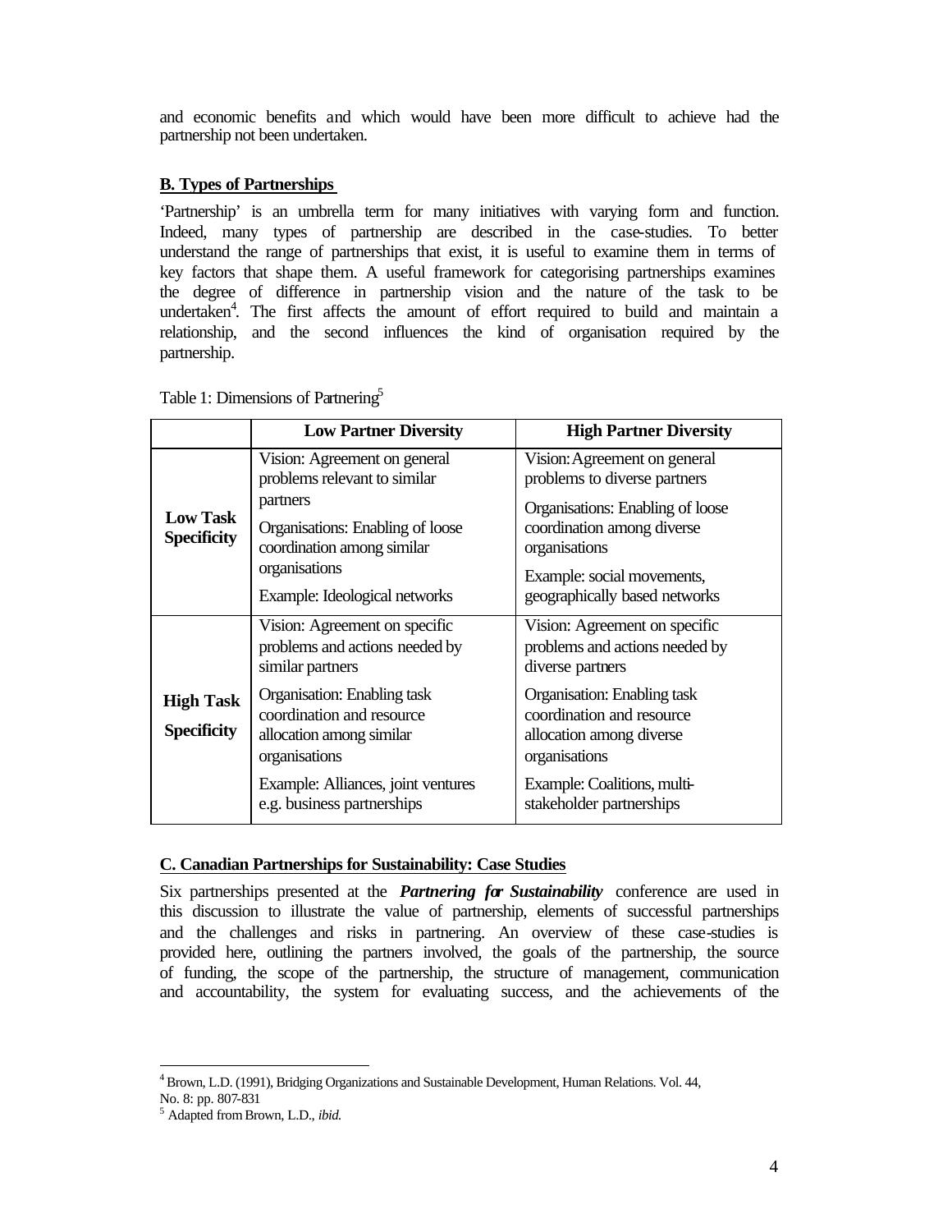and economic benefits and which would have been more difficult to achieve had the partnership not been undertaken.

## B. Types of Partnerships

'Partnership' is an umbrella term for many initiatives with varying form and function. Indeed, many types of partnership are described in the case-studies. To better understand the range of partnerships that exist, it is useful to examine them in terms of key factors that shape them. A useful framework for categorising partnerships examines the degree of difference in partnership vision and the nature of the task to be undertaken[4]. The first affects the amount of effort required to build and maintain a relationship, and the second influences the kind of organisation required by the partnership.

Table 1: Dimensions of Partnering[5]

| | Low Partner Diversity | High Partner Diversity |
|---|---|---|
| **Low Task Specificity** | Vision: Agreement on general problems relevant to similar partners<br><br>Organisations: Enabling of loose coordination among similar organisations<br><br>Example: Ideological networks | Vision: Agreement on general problems to diverse partners<br><br>Organisations: Enabling of loose coordination among diverse organisations<br><br>Example: social movements, geographically based networks |
| **High Task Specificity** | Vision: Agreement on specific problems and actions needed by similar partners<br><br>Organisation: Enabling task coordination and resource allocation among similar organisations<br><br>Example: Alliances, joint ventures e.g. business partnerships | Vision: Agreement on specific problems and actions needed by diverse partners<br><br>Organisation: Enabling task coordination and resource allocation among diverse organisations<br><br>Example: Coalitions, multi-stakeholder partnerships |

## C. Canadian Partnerships for Sustainability: Case Studies

Six partnerships presented at the ***Partnering for Sustainability*** conference are used in this discussion to illustrate the value of partnership, elements of successful partnerships and the challenges and risks in partnering. An overview of these case-studies is provided here, outlining the partners involved, the goals of the partnership, the source of funding, the scope of the partnership, the structure of management, communication and accountability, the system for evaluating success, and the achievements of the

---

[4] Brown, L.D. (1991), Bridging Organizations and Sustainable Development, Human Relations. Vol. 44, No. 8: pp. 807-831

[5] Adapted from Brown, L.D., *ibid.*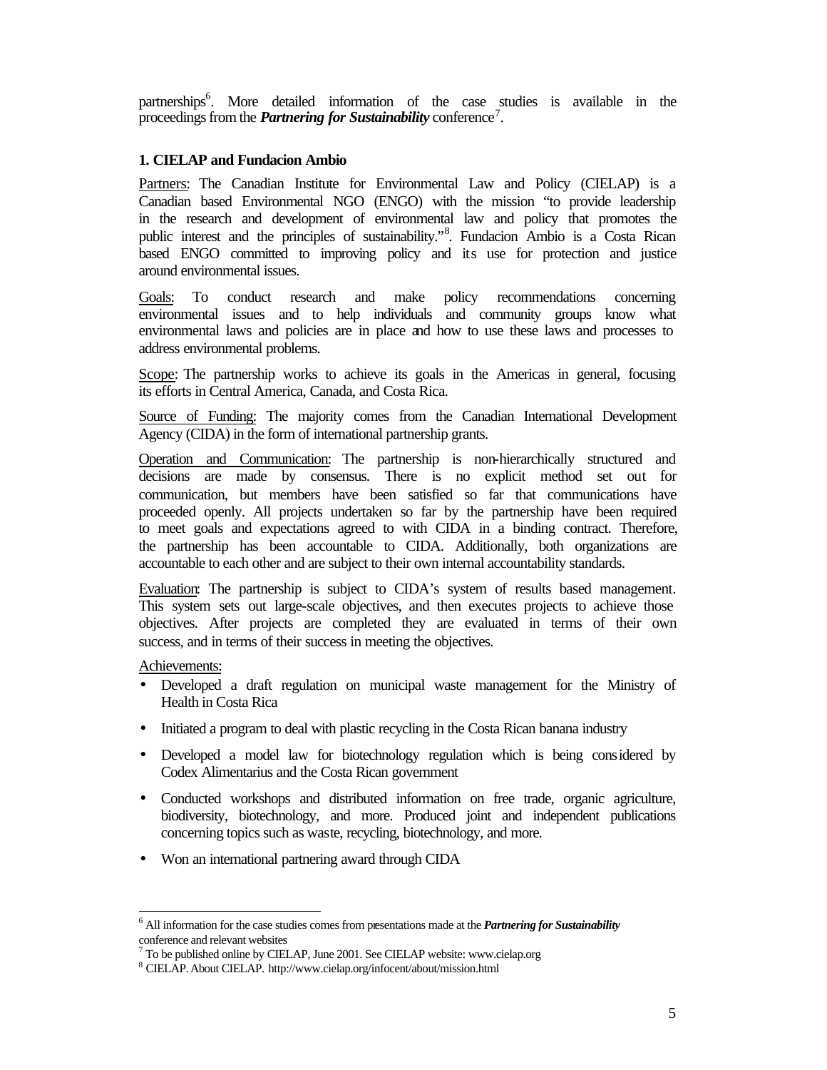partnerships[6]. More detailed information of the case studies is available in the proceedings from the ***Partnering for Sustainability*** conference[7].

### 1. CIELAP and Fundacion Ambio

Partners: The Canadian Institute for Environmental Law and Policy (CIELAP) is a Canadian based Environmental NGO (ENGO) with the mission "to provide leadership in the research and development of environmental law and policy that promotes the public interest and the principles of sustainability."[8]. Fundacion Ambio is a Costa Rican based ENGO committed to improving policy and its use for protection and justice around environmental issues.

Goals: To conduct research and make policy recommendations concerning environmental issues and to help individuals and community groups know what environmental laws and policies are in place and how to use these laws and processes to address environmental problems.

Scope: The partnership works to achieve its goals in the Americas in general, focusing its efforts in Central America, Canada, and Costa Rica.

Source of Funding: The majority comes from the Canadian International Development Agency (CIDA) in the form of international partnership grants.

Operation and Communication: The partnership is non-hierarchically structured and decisions are made by consensus. There is no explicit method set out for communication, but members have been satisfied so far that communications have proceeded openly. All projects undertaken so far by the partnership have been required to meet goals and expectations agreed to with CIDA in a binding contract. Therefore, the partnership has been accountable to CIDA. Additionally, both organizations are accountable to each other and are subject to their own internal accountability standards.

Evaluation: The partnership is subject to CIDA's system of results based management. This system sets out large-scale objectives, and then executes projects to achieve those objectives. After projects are completed they are evaluated in terms of their own success, and in terms of their success in meeting the objectives.

Achievements:

- Developed a draft regulation on municipal waste management for the Ministry of Health in Costa Rica
- Initiated a program to deal with plastic recycling in the Costa Rican banana industry
- Developed a model law for biotechnology regulation which is being considered by Codex Alimentarius and the Costa Rican government
- Conducted workshops and distributed information on free trade, organic agriculture, biodiversity, biotechnology, and more. Produced joint and independent publications concerning topics such as waste, recycling, biotechnology, and more.
- Won an international partnering award through CIDA

---

[6] All information for the case studies comes from presentations made at the ***Partnering for Sustainability*** conference and relevant websites

[7] To be published online by CIELAP, June 2001. See CIELAP website: www.cielap.org

[8] CIELAP. About CIELAP. http://www.cielap.org/infocent/about/mission.html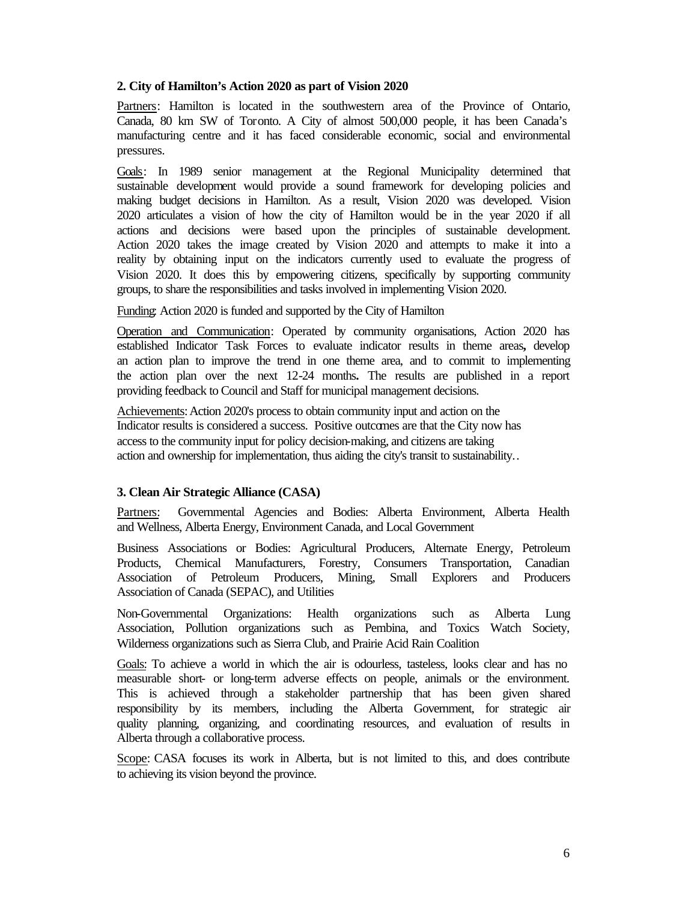### 2. City of Hamilton's Action 2020 as part of Vision 2020

Partners: Hamilton is located in the southwestern area of the Province of Ontario, Canada, 80 km SW of Toronto. A City of almost 500,000 people, it has been Canada's manufacturing centre and it has faced considerable economic, social and environmental pressures.

Goals: In 1989 senior management at the Regional Municipality determined that sustainable development would provide a sound framework for developing policies and making budget decisions in Hamilton. As a result, Vision 2020 was developed. Vision 2020 articulates a vision of how the city of Hamilton would be in the year 2020 if all actions and decisions were based upon the principles of sustainable development. Action 2020 takes the image created by Vision 2020 and attempts to make it into a reality by obtaining input on the indicators currently used to evaluate the progress of Vision 2020. It does this by empowering citizens, specifically by supporting community groups, to share the responsibilities and tasks involved in implementing Vision 2020.

Funding: Action 2020 is funded and supported by the City of Hamilton

Operation and Communication: Operated by community organisations, Action 2020 has established Indicator Task Forces to evaluate indicator results in theme areas**,** develop an action plan to improve the trend in one theme area, and to commit to implementing the action plan over the next 12-24 months**.** The results are published in a report providing feedback to Council and Staff for municipal management decisions.

Achievements: Action 2020's process to obtain community input and action on the Indicator results is considered a success. Positive outcomes are that the City now has access to the community input for policy decision-making, and citizens are taking action and ownership for implementation, thus aiding the city's transit to sustainability..

### 3. Clean Air Strategic Alliance (CASA)

Partners: Governmental Agencies and Bodies: Alberta Environment, Alberta Health and Wellness, Alberta Energy, Environment Canada, and Local Government

Business Associations or Bodies: Agricultural Producers, Alternate Energy, Petroleum Products, Chemical Manufacturers, Forestry, Consumers Transportation, Canadian Association of Petroleum Producers, Mining, Small Explorers and Producers Association of Canada (SEPAC), and Utilities

Non-Governmental Organizations: Health organizations such as Alberta Lung Association, Pollution organizations such as Pembina, and Toxics Watch Society, Wilderness organizations such as Sierra Club, and Prairie Acid Rain Coalition

Goals: To achieve a world in which the air is odourless, tasteless, looks clear and has no measurable short- or long-term adverse effects on people, animals or the environment. This is achieved through a stakeholder partnership that has been given shared responsibility by its members, including the Alberta Government, for strategic air quality planning, organizing, and coordinating resources, and evaluation of results in Alberta through a collaborative process.

Scope: CASA focuses its work in Alberta, but is not limited to this, and does contribute to achieving its vision beyond the province.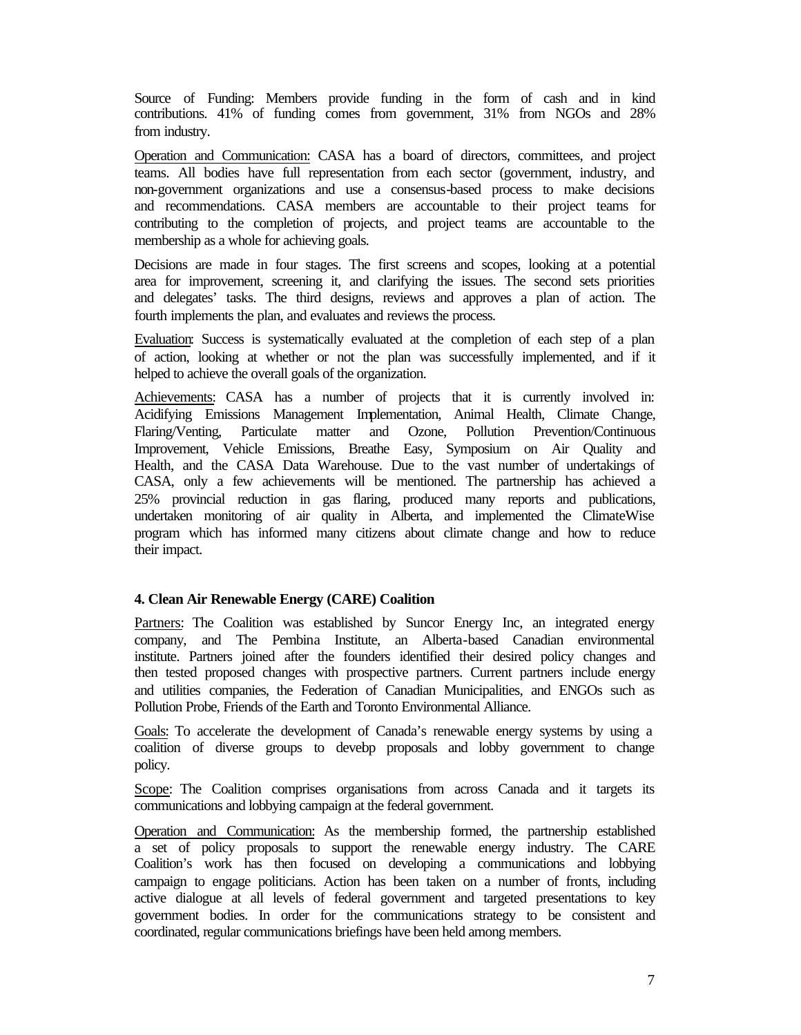Source of Funding: Members provide funding in the form of cash and in kind contributions. 41% of funding comes from government, 31% from NGOs and 28% from industry.

Operation and Communication: CASA has a board of directors, committees, and project teams. All bodies have full representation from each sector (government, industry, and non-government organizations and use a consensus-based process to make decisions and recommendations. CASA members are accountable to their project teams for contributing to the completion of projects, and project teams are accountable to the membership as a whole for achieving goals.

Decisions are made in four stages. The first screens and scopes, looking at a potential area for improvement, screening it, and clarifying the issues. The second sets priorities and delegates' tasks. The third designs, reviews and approves a plan of action. The fourth implements the plan, and evaluates and reviews the process.

Evaluation: Success is systematically evaluated at the completion of each step of a plan of action, looking at whether or not the plan was successfully implemented, and if it helped to achieve the overall goals of the organization.

Achievements: CASA has a number of projects that it is currently involved in: Acidifying Emissions Management Implementation, Animal Health, Climate Change, Flaring/Venting, Particulate matter and Ozone, Pollution Prevention/Continuous Improvement, Vehicle Emissions, Breathe Easy, Symposium on Air Quality and Health, and the CASA Data Warehouse. Due to the vast number of undertakings of CASA, only a few achievements will be mentioned. The partnership has achieved a 25% provincial reduction in gas flaring, produced many reports and publications, undertaken monitoring of air quality in Alberta, and implemented the ClimateWise program which has informed many citizens about climate change and how to reduce their impact.

**4. Clean Air Renewable Energy (CARE) Coalition**

Partners: The Coalition was established by Suncor Energy Inc, an integrated energy company, and The Pembina Institute, an Alberta-based Canadian environmental institute. Partners joined after the founders identified their desired policy changes and then tested proposed changes with prospective partners. Current partners include energy and utilities companies, the Federation of Canadian Municipalities, and ENGOs such as Pollution Probe, Friends of the Earth and Toronto Environmental Alliance.

Goals: To accelerate the development of Canada's renewable energy systems by using a coalition of diverse groups to devebp proposals and lobby government to change policy.

Scope: The Coalition comprises organisations from across Canada and it targets its communications and lobbying campaign at the federal government.

Operation and Communication: As the membership formed, the partnership established a set of policy proposals to support the renewable energy industry. The CARE Coalition's work has then focused on developing a communications and lobbying campaign to engage politicians. Action has been taken on a number of fronts, including active dialogue at all levels of federal government and targeted presentations to key government bodies. In order for the communications strategy to be consistent and coordinated, regular communications briefings have been held among members.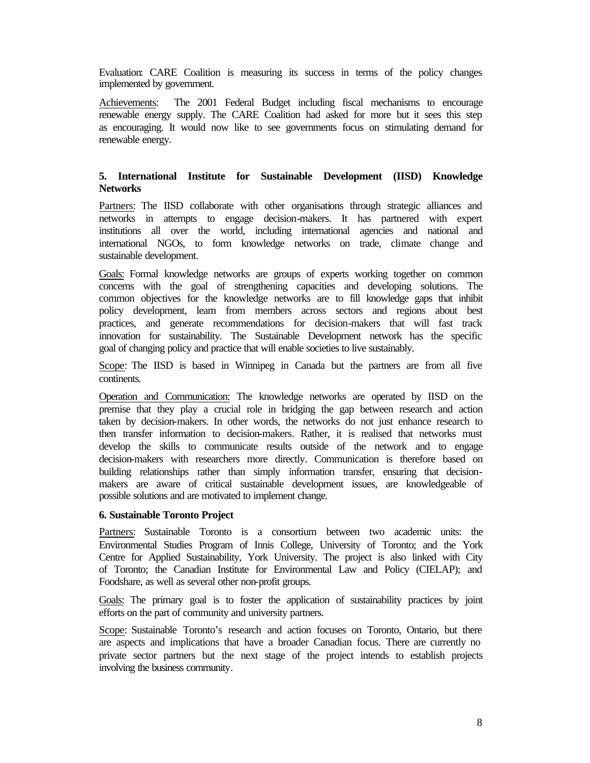Evaluation: CARE Coalition is measuring its success in terms of the policy changes implemented by government.

Achievements: The 2001 Federal Budget including fiscal mechanisms to encourage renewable energy supply. The CARE Coalition had asked for more but it sees this step as encouraging. It would now like to see governments focus on stimulating demand for renewable energy.

### 5. International Institute for Sustainable Development (IISD) Knowledge Networks

Partners: The IISD collaborate with other organisations through strategic alliances and networks in attempts to engage decision-makers. It has partnered with expert institutions all over the world, including international agencies and national and international NGOs, to form knowledge networks on trade, climate change and sustainable development.

Goals: Formal knowledge networks are groups of experts working together on common concerns with the goal of strengthening capacities and developing solutions. The common objectives for the knowledge networks are to fill knowledge gaps that inhibit policy development, learn from members across sectors and regions about best practices, and generate recommendations for decision-makers that will fast track innovation for sustainability. The Sustainable Development network has the specific goal of changing policy and practice that will enable societies to live sustainably.

Scope: The IISD is based in Winnipeg in Canada but the partners are from all five continents.

Operation and Communication: The knowledge networks are operated by IISD on the premise that they play a crucial role in bridging the gap between research and action taken by decision-makers. In other words, the networks do not just enhance research to then transfer information to decision-makers. Rather, it is realised that networks must develop the skills to communicate results outside of the network and to engage decision-makers with researchers more directly. Communication is therefore based on building relationships rather than simply information transfer, ensuring that decision-makers are aware of critical sustainable development issues, are knowledgeable of possible solutions and are motivated to implement change.

### 6. Sustainable Toronto Project

Partners: Sustainable Toronto is a consortium between two academic units: the Environmental Studies Program of Innis College, University of Toronto; and the York Centre for Applied Sustainability, York University. The project is also linked with City of Toronto; the Canadian Institute for Environmental Law and Policy (CIELAP); and Foodshare, as well as several other non-profit groups.

Goals: The primary goal is to foster the application of sustainability practices by joint efforts on the part of community and university partners.

Scope: Sustainable Toronto's research and action focuses on Toronto, Ontario, but there are aspects and implications that have a broader Canadian focus. There are currently no private sector partners but the next stage of the project intends to establish projects involving the business community.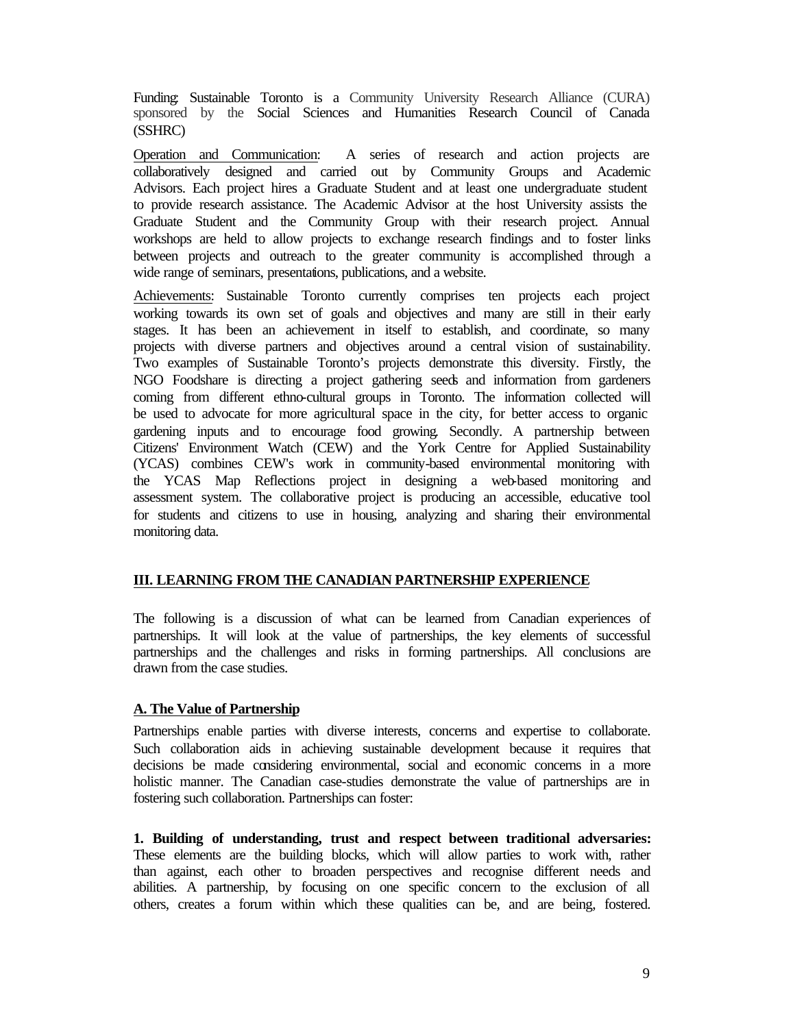Funding: Sustainable Toronto is a Community University Research Alliance (CURA) sponsored by the Social Sciences and Humanities Research Council of Canada (SSHRC)

Operation and Communication: A series of research and action projects are collaboratively designed and carried out by Community Groups and Academic Advisors. Each project hires a Graduate Student and at least one undergraduate student to provide research assistance. The Academic Advisor at the host University assists the Graduate Student and the Community Group with their research project. Annual workshops are held to allow projects to exchange research findings and to foster links between projects and outreach to the greater community is accomplished through a wide range of seminars, presentations, publications, and a website.

Achievements: Sustainable Toronto currently comprises ten projects each project working towards its own set of goals and objectives and many are still in their early stages. It has been an achievement in itself to establish, and coordinate, so many projects with diverse partners and objectives around a central vision of sustainability. Two examples of Sustainable Toronto's projects demonstrate this diversity. Firstly, the NGO Foodshare is directing a project gathering seeds and information from gardeners coming from different ethno-cultural groups in Toronto. The information collected will be used to advocate for more agricultural space in the city, for better access to organic gardening inputs and to encourage food growing. Secondly. A partnership between Citizens' Environment Watch (CEW) and the York Centre for Applied Sustainability (YCAS) combines CEW's work in community-based environmental monitoring with the YCAS Map Reflections project in designing a web-based monitoring and assessment system. The collaborative project is producing an accessible, educative tool for students and citizens to use in housing, analyzing and sharing their environmental monitoring data.

## III. LEARNING FROM THE CANADIAN PARTNERSHIP EXPERIENCE

The following is a discussion of what can be learned from Canadian experiences of partnerships. It will look at the value of partnerships, the key elements of successful partnerships and the challenges and risks in forming partnerships. All conclusions are drawn from the case studies.

### A. The Value of Partnership

Partnerships enable parties with diverse interests, concerns and expertise to collaborate. Such collaboration aids in achieving sustainable development because it requires that decisions be made considering environmental, social and economic concerns in a more holistic manner. The Canadian case-studies demonstrate the value of partnerships are in fostering such collaboration. Partnerships can foster:

**1. Building of understanding, trust and respect between traditional adversaries:** These elements are the building blocks, which will allow parties to work with, rather than against, each other to broaden perspectives and recognise different needs and abilities. A partnership, by focusing on one specific concern to the exclusion of all others, creates a forum within which these qualities can be, and are being, fostered.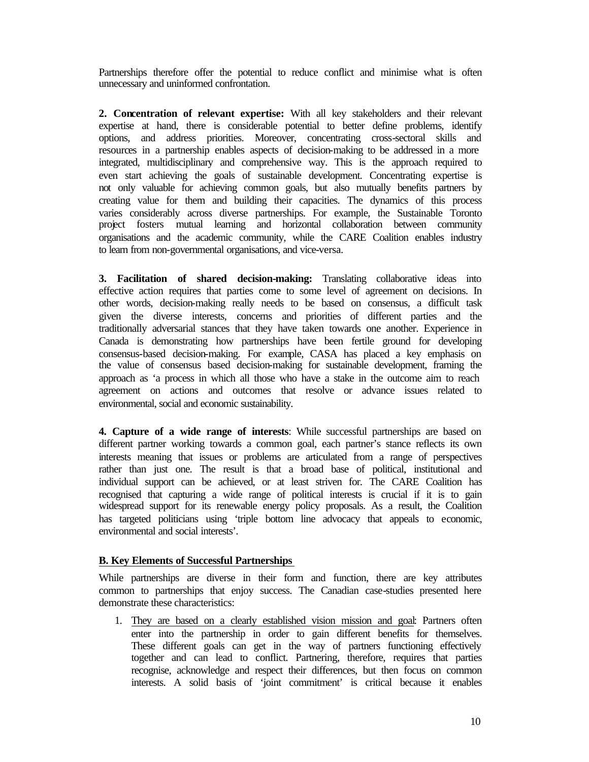Partnerships therefore offer the potential to reduce conflict and minimise what is often unnecessary and uninformed confrontation.

**2. Concentration of relevant expertise:** With all key stakeholders and their relevant expertise at hand, there is considerable potential to better define problems, identify options, and address priorities. Moreover, concentrating cross-sectoral skills and resources in a partnership enables aspects of decision-making to be addressed in a more integrated, multidisciplinary and comprehensive way. This is the approach required to even start achieving the goals of sustainable development. Concentrating expertise is not only valuable for achieving common goals, but also mutually benefits partners by creating value for them and building their capacities. The dynamics of this process varies considerably across diverse partnerships. For example, the Sustainable Toronto project fosters mutual learning and horizontal collaboration between community organisations and the academic community, while the CARE Coalition enables industry to learn from non-governmental organisations, and vice-versa.

**3. Facilitation of shared decision-making:** Translating collaborative ideas into effective action requires that parties come to some level of agreement on decisions. In other words, decision-making really needs to be based on consensus, a difficult task given the diverse interests, concerns and priorities of different parties and the traditionally adversarial stances that they have taken towards one another. Experience in Canada is demonstrating how partnerships have been fertile ground for developing consensus-based decision-making. For example, CASA has placed a key emphasis on the value of consensus based decision-making for sustainable development, framing the approach as 'a process in which all those who have a stake in the outcome aim to reach agreement on actions and outcomes that resolve or advance issues related to environmental, social and economic sustainability.

**4. Capture of a wide range of interests**: While successful partnerships are based on different partner working towards a common goal, each partner's stance reflects its own interests meaning that issues or problems are articulated from a range of perspectives rather than just one. The result is that a broad base of political, institutional and individual support can be achieved, or at least striven for. The CARE Coalition has recognised that capturing a wide range of political interests is crucial if it is to gain widespread support for its renewable energy policy proposals. As a result, the Coalition has targeted politicians using 'triple bottom line advocacy that appeals to economic, environmental and social interests'.

## B. Key Elements of Successful Partnerships

While partnerships are diverse in their form and function, there are key attributes common to partnerships that enjoy success. The Canadian case-studies presented here demonstrate these characteristics:

1. <u>They are based on a clearly established vision mission and goal</u>: Partners often enter into the partnership in order to gain different benefits for themselves. These different goals can get in the way of partners functioning effectively together and can lead to conflict. Partnering, therefore, requires that parties recognise, acknowledge and respect their differences, but then focus on common interests. A solid basis of 'joint commitment' is critical because it enables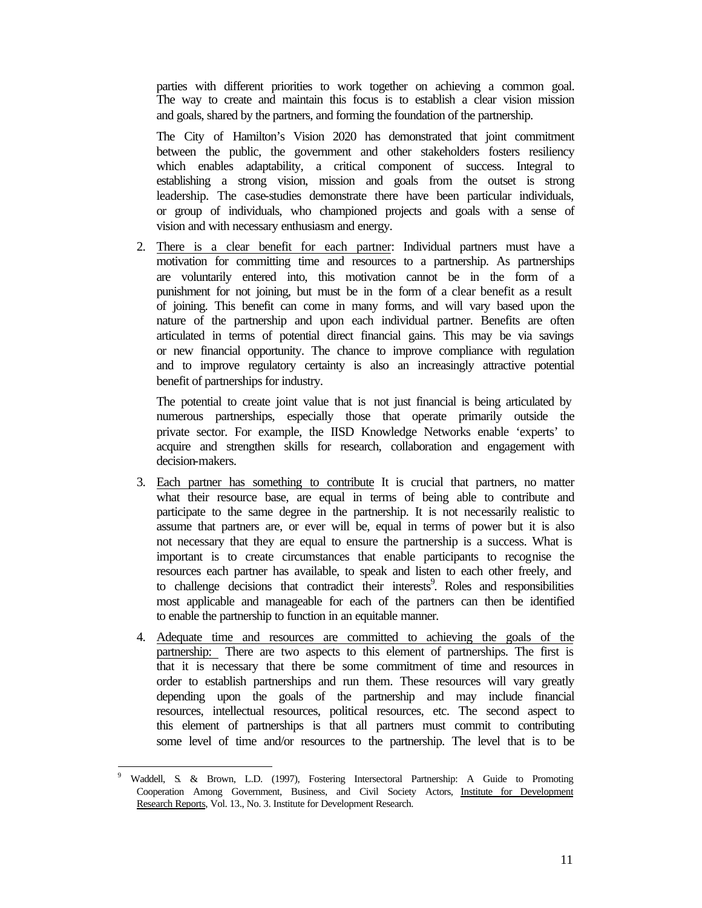parties with different priorities to work together on achieving a common goal. The way to create and maintain this focus is to establish a clear vision mission and goals, shared by the partners, and forming the foundation of the partnership.

The City of Hamilton's Vision 2020 has demonstrated that joint commitment between the public, the government and other stakeholders fosters resiliency which enables adaptability, a critical component of success. Integral to establishing a strong vision, mission and goals from the outset is strong leadership. The case-studies demonstrate there have been particular individuals, or group of individuals, who championed projects and goals with a sense of vision and with necessary enthusiasm and energy.

2. There is a clear benefit for each partner: Individual partners must have a motivation for committing time and resources to a partnership. As partnerships are voluntarily entered into, this motivation cannot be in the form of a punishment for not joining, but must be in the form of a clear benefit as a result of joining. This benefit can come in many forms, and will vary based upon the nature of the partnership and upon each individual partner. Benefits are often articulated in terms of potential direct financial gains. This may be via savings or new financial opportunity. The chance to improve compliance with regulation and to improve regulatory certainty is also an increasingly attractive potential benefit of partnerships for industry.

   The potential to create joint value that is not just financial is being articulated by numerous partnerships, especially those that operate primarily outside the private sector. For example, the IISD Knowledge Networks enable 'experts' to acquire and strengthen skills for research, collaboration and engagement with decision-makers.

3. Each partner has something to contribute It is crucial that partners, no matter what their resource base, are equal in terms of being able to contribute and participate to the same degree in the partnership. It is not necessarily realistic to assume that partners are, or ever will be, equal in terms of power but it is also not necessary that they are equal to ensure the partnership is a success. What is important is to create circumstances that enable participants to recognise the resources each partner has available, to speak and listen to each other freely, and to challenge decisions that contradict their interests[9]. Roles and responsibilities most applicable and manageable for each of the partners can then be identified to enable the partnership to function in an equitable manner.

4. Adequate time and resources are committed to achieving the goals of the partnership: There are two aspects to this element of partnerships. The first is that it is necessary that there be some commitment of time and resources in order to establish partnerships and run them. These resources will vary greatly depending upon the goals of the partnership and may include financial resources, intellectual resources, political resources, etc. The second aspect to this element of partnerships is that all partners must commit to contributing some level of time and/or resources to the partnership. The level that is to be

---

[9] Waddell, S. & Brown, L.D. (1997), Fostering Intersectoral Partnership: A Guide to Promoting Cooperation Among Government, Business, and Civil Society Actors, Institute for Development Research Reports, Vol. 13., No. 3. Institute for Development Research.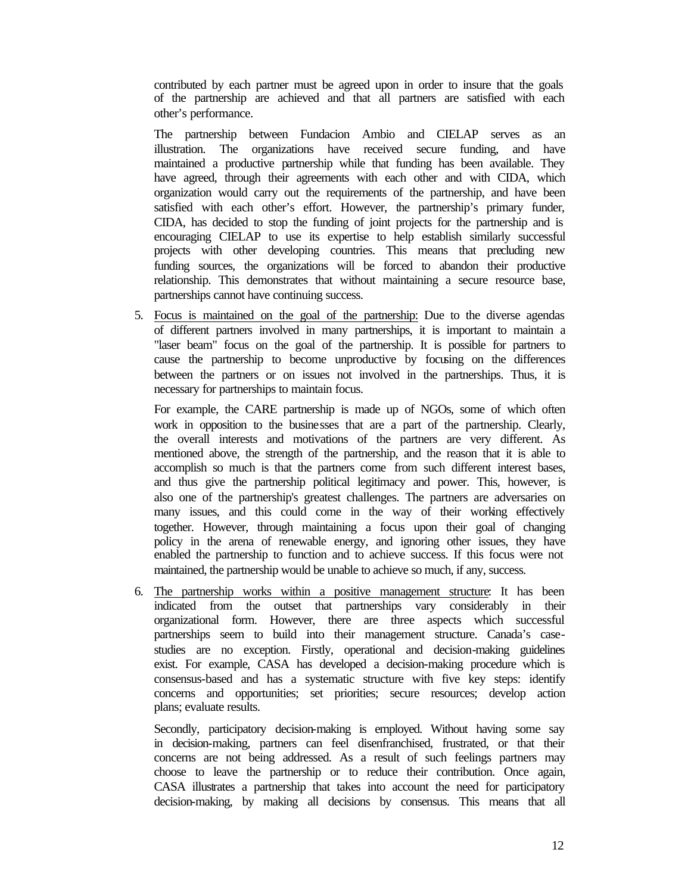contributed by each partner must be agreed upon in order to insure that the goals of the partnership are achieved and that all partners are satisfied with each other's performance.

The partnership between Fundacion Ambio and CIELAP serves as an illustration. The organizations have received secure funding, and have maintained a productive partnership while that funding has been available. They have agreed, through their agreements with each other and with CIDA, which organization would carry out the requirements of the partnership, and have been satisfied with each other's effort. However, the partnership's primary funder, CIDA, has decided to stop the funding of joint projects for the partnership and is encouraging CIELAP to use its expertise to help establish similarly successful projects with other developing countries. This means that precluding new funding sources, the organizations will be forced to abandon their productive relationship. This demonstrates that without maintaining a secure resource base, partnerships cannot have continuing success.

5. Focus is maintained on the goal of the partnership: Due to the diverse agendas of different partners involved in many partnerships, it is important to maintain a "laser beam" focus on the goal of the partnership. It is possible for partners to cause the partnership to become unproductive by focusing on the differences between the partners or on issues not involved in the partnerships. Thus, it is necessary for partnerships to maintain focus.

   For example, the CARE partnership is made up of NGOs, some of which often work in opposition to the businesses that are a part of the partnership. Clearly, the overall interests and motivations of the partners are very different. As mentioned above, the strength of the partnership, and the reason that it is able to accomplish so much is that the partners come from such different interest bases, and thus give the partnership political legitimacy and power. This, however, is also one of the partnership's greatest challenges. The partners are adversaries on many issues, and this could come in the way of their working effectively together. However, through maintaining a focus upon their goal of changing policy in the arena of renewable energy, and ignoring other issues, they have enabled the partnership to function and to achieve success. If this focus were not maintained, the partnership would be unable to achieve so much, if any, success.

6. The partnership works within a positive management structure: It has been indicated from the outset that partnerships vary considerably in their organizational form. However, there are three aspects which successful partnerships seem to build into their management structure. Canada's case-studies are no exception. Firstly, operational and decision-making guidelines exist. For example, CASA has developed a decision-making procedure which is consensus-based and has a systematic structure with five key steps: identify concerns and opportunities; set priorities; secure resources; develop action plans; evaluate results.

   Secondly, participatory decision-making is employed. Without having some say in decision-making, partners can feel disenfranchised, frustrated, or that their concerns are not being addressed. As a result of such feelings partners may choose to leave the partnership or to reduce their contribution. Once again, CASA illustrates a partnership that takes into account the need for participatory decision-making, by making all decisions by consensus. This means that all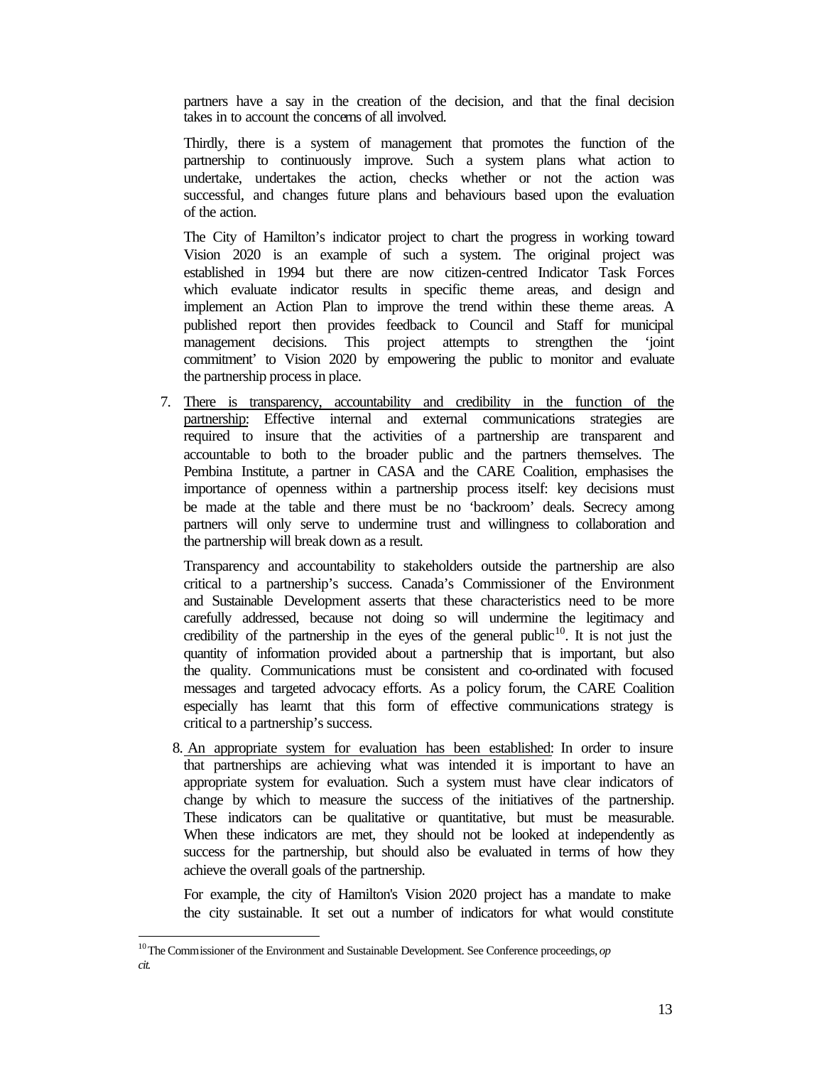partners have a say in the creation of the decision, and that the final decision takes in to account the concerns of all involved.

Thirdly, there is a system of management that promotes the function of the partnership to continuously improve. Such a system plans what action to undertake, undertakes the action, checks whether or not the action was successful, and changes future plans and behaviours based upon the evaluation of the action.

The City of Hamilton's indicator project to chart the progress in working toward Vision 2020 is an example of such a system. The original project was established in 1994 but there are now citizen-centred Indicator Task Forces which evaluate indicator results in specific theme areas, and design and implement an Action Plan to improve the trend within these theme areas. A published report then provides feedback to Council and Staff for municipal management decisions. This project attempts to strengthen the 'joint commitment' to Vision 2020 by empowering the public to monitor and evaluate the partnership process in place.

7. <u>There is transparency, accountability and credibility in the function of the partnership:</u> Effective internal and external communications strategies are required to insure that the activities of a partnership are transparent and accountable to both to the broader public and the partners themselves. The Pembina Institute, a partner in CASA and the CARE Coalition, emphasises the importance of openness within a partnership process itself: key decisions must be made at the table and there must be no 'backroom' deals. Secrecy among partners will only serve to undermine trust and willingness to collaboration and the partnership will break down as a result.

   Transparency and accountability to stakeholders outside the partnership are also critical to a partnership's success. Canada's Commissioner of the Environment and Sustainable Development asserts that these characteristics need to be more carefully addressed, because not doing so will undermine the legitimacy and credibility of the partnership in the eyes of the general public[10]. It is not just the quantity of information provided about a partnership that is important, but also the quality. Communications must be consistent and co-ordinated with focused messages and targeted advocacy efforts. As a policy forum, the CARE Coalition especially has learnt that this form of effective communications strategy is critical to a partnership's success.

8. <u>An appropriate system for evaluation has been established</u>: In order to insure that partnerships are achieving what was intended it is important to have an appropriate system for evaluation. Such a system must have clear indicators of change by which to measure the success of the initiatives of the partnership. These indicators can be qualitative or quantitative, but must be measurable. When these indicators are met, they should not be looked at independently as success for the partnership, but should also be evaluated in terms of how they achieve the overall goals of the partnership.

   For example, the city of Hamilton's Vision 2020 project has a mandate to make the city sustainable. It set out a number of indicators for what would constitute

---

[10] The Commissioner of the Environment and Sustainable Development. See Conference proceedings, *op cit.*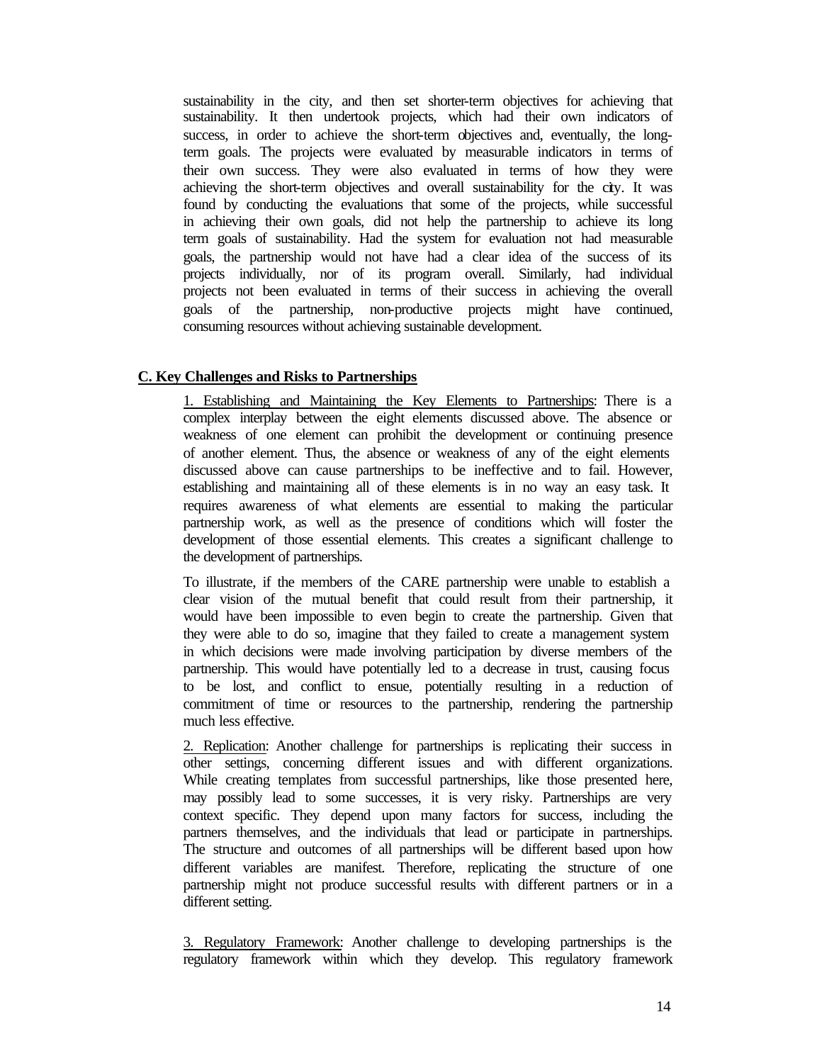sustainability in the city, and then set shorter-term objectives for achieving that sustainability. It then undertook projects, which had their own indicators of success, in order to achieve the short-term objectives and, eventually, the long-term goals. The projects were evaluated by measurable indicators in terms of their own success. They were also evaluated in terms of how they were achieving the short-term objectives and overall sustainability for the city. It was found by conducting the evaluations that some of the projects, while successful in achieving their own goals, did not help the partnership to achieve its long term goals of sustainability. Had the system for evaluation not had measurable goals, the partnership would not have had a clear idea of the success of its projects individually, nor of its program overall. Similarly, had individual projects not been evaluated in terms of their success in achieving the overall goals of the partnership, non-productive projects might have continued, consuming resources without achieving sustainable development.

## C. Key Challenges and Risks to Partnerships

1. Establishing and Maintaining the Key Elements to Partnerships: There is a complex interplay between the eight elements discussed above. The absence or weakness of one element can prohibit the development or continuing presence of another element. Thus, the absence or weakness of any of the eight elements discussed above can cause partnerships to be ineffective and to fail. However, establishing and maintaining all of these elements is in no way an easy task. It requires awareness of what elements are essential to making the particular partnership work, as well as the presence of conditions which will foster the development of those essential elements. This creates a significant challenge to the development of partnerships.

To illustrate, if the members of the CARE partnership were unable to establish a clear vision of the mutual benefit that could result from their partnership, it would have been impossible to even begin to create the partnership. Given that they were able to do so, imagine that they failed to create a management system in which decisions were made involving participation by diverse members of the partnership. This would have potentially led to a decrease in trust, causing focus to be lost, and conflict to ensue, potentially resulting in a reduction of commitment of time or resources to the partnership, rendering the partnership much less effective.

2. Replication: Another challenge for partnerships is replicating their success in other settings, concerning different issues and with different organizations. While creating templates from successful partnerships, like those presented here, may possibly lead to some successes, it is very risky. Partnerships are very context specific. They depend upon many factors for success, including the partners themselves, and the individuals that lead or participate in partnerships. The structure and outcomes of all partnerships will be different based upon how different variables are manifest. Therefore, replicating the structure of one partnership might not produce successful results with different partners or in a different setting.

3. Regulatory Framework: Another challenge to developing partnerships is the regulatory framework within which they develop. This regulatory framework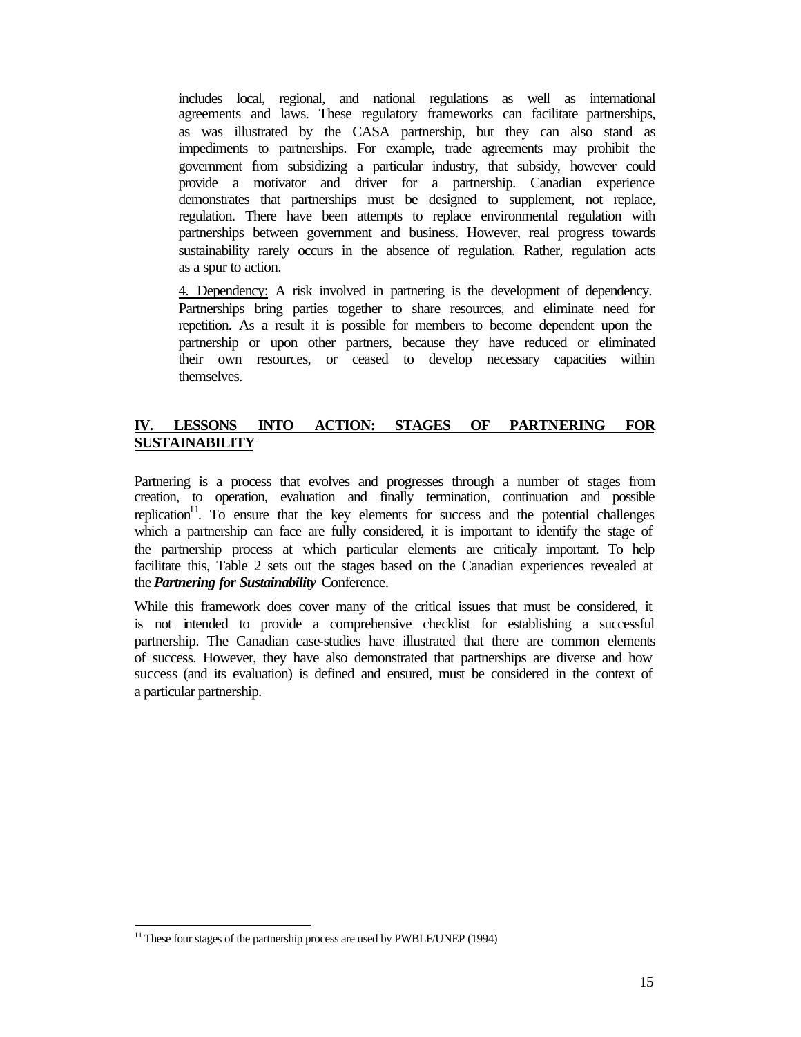includes local, regional, and national regulations as well as international agreements and laws. These regulatory frameworks can facilitate partnerships, as was illustrated by the CASA partnership, but they can also stand as impediments to partnerships. For example, trade agreements may prohibit the government from subsidizing a particular industry, that subsidy, however could provide a motivator and driver for a partnership. Canadian experience demonstrates that partnerships must be designed to supplement, not replace, regulation. There have been attempts to replace environmental regulation with partnerships between government and business. However, real progress towards sustainability rarely occurs in the absence of regulation. Rather, regulation acts as a spur to action.

4. Dependency: A risk involved in partnering is the development of dependency. Partnerships bring parties together to share resources, and eliminate need for repetition. As a result it is possible for members to become dependent upon the partnership or upon other partners, because they have reduced or eliminated their own resources, or ceased to develop necessary capacities within themselves.

## IV. LESSONS INTO ACTION: STAGES OF PARTNERING FOR SUSTAINABILITY

Partnering is a process that evolves and progresses through a number of stages from creation, to operation, evaluation and finally termination, continuation and possible replication[11]. To ensure that the key elements for success and the potential challenges which a partnership can face are fully considered, it is important to identify the stage of the partnership process at which particular elements are critically important. To help facilitate this, Table 2 sets out the stages based on the Canadian experiences revealed at the ***Partnering for Sustainability*** Conference.

While this framework does cover many of the critical issues that must be considered, it is not intended to provide a comprehensive checklist for establishing a successful partnership. The Canadian case-studies have illustrated that there are common elements of success. However, they have also demonstrated that partnerships are diverse and how success (and its evaluation) is defined and ensured, must be considered in the context of a particular partnership.

[11] These four stages of the partnership process are used by PWBLF/UNEP (1994)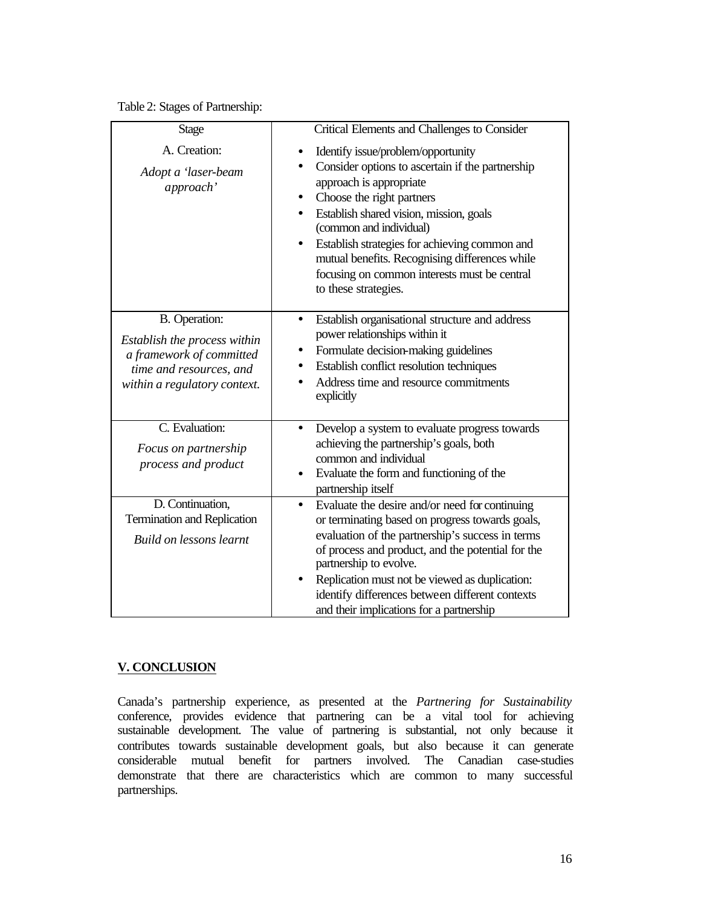Table 2: Stages of Partnership:

| Stage | Critical Elements and Challenges to Consider |
|---|---|
| A. Creation:<br>*Adopt a 'laser-beam approach'* | • Identify issue/problem/opportunity<br>• Consider options to ascertain if the partnership approach is appropriate<br>• Choose the right partners<br>• Establish shared vision, mission, goals (common and individual)<br>• Establish strategies for achieving common and mutual benefits. Recognising differences while focusing on common interests must be central to these strategies. |
| B. Operation:<br>*Establish the process within a framework of committed time and resources, and within a regulatory context.* | • Establish organisational structure and address power relationships within it<br>• Formulate decision-making guidelines<br>• Establish conflict resolution techniques<br>• Address time and resource commitments explicitly |
| C. Evaluation:<br>*Focus on partnership process and product* | • Develop a system to evaluate progress towards achieving the partnership's goals, both common and individual<br>• Evaluate the form and functioning of the partnership itself |
| D. Continuation, Termination and Replication<br>*Build on lessons learnt* | • Evaluate the desire and/or need for continuing or terminating based on progress towards goals, evaluation of the partnership's success in terms of process and product, and the potential for the partnership to evolve.<br>• Replication must not be viewed as duplication: identify differences between different contexts and their implications for a partnership |

## V. CONCLUSION

Canada's partnership experience, as presented at the *Partnering for Sustainability* conference, provides evidence that partnering can be a vital tool for achieving sustainable development. The value of partnering is substantial, not only because it contributes towards sustainable development goals, but also because it can generate considerable mutual benefit for partners involved. The Canadian case-studies demonstrate that there are characteristics which are common to many successful partnerships.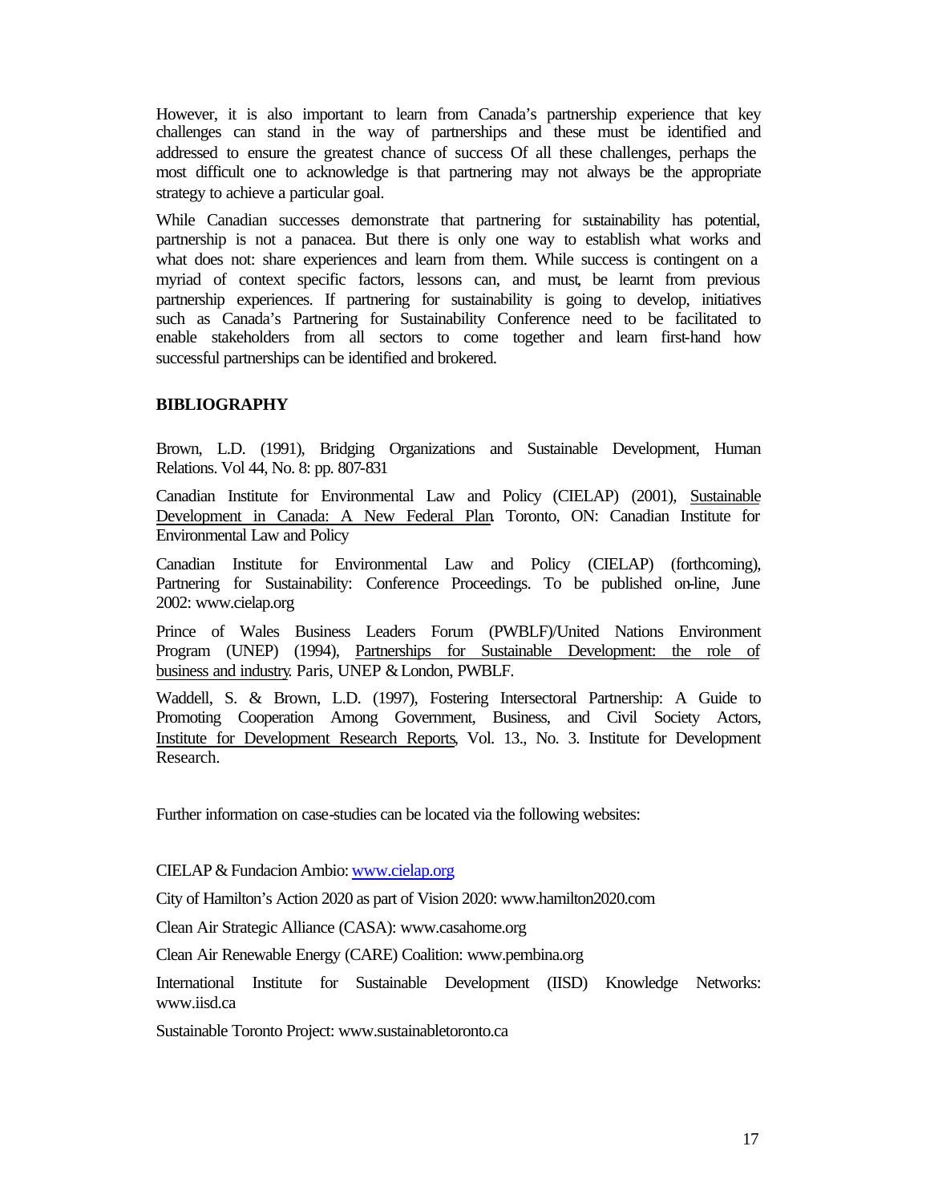However, it is also important to learn from Canada's partnership experience that key challenges can stand in the way of partnerships and these must be identified and addressed to ensure the greatest chance of success Of all these challenges, perhaps the most difficult one to acknowledge is that partnering may not always be the appropriate strategy to achieve a particular goal.

While Canadian successes demonstrate that partnering for sustainability has potential, partnership is not a panacea. But there is only one way to establish what works and what does not: share experiences and learn from them. While success is contingent on a myriad of context specific factors, lessons can, and must, be learnt from previous partnership experiences. If partnering for sustainability is going to develop, initiatives such as Canada's Partnering for Sustainability Conference need to be facilitated to enable stakeholders from all sectors to come together and learn first-hand how successful partnerships can be identified and brokered.

## BIBLIOGRAPHY

Brown, L.D. (1991), Bridging Organizations and Sustainable Development, Human Relations. Vol 44, No. 8: pp. 807-831

Canadian Institute for Environmental Law and Policy (CIELAP) (2001), Sustainable Development in Canada: A New Federal Plan. Toronto, ON: Canadian Institute for Environmental Law and Policy

Canadian Institute for Environmental Law and Policy (CIELAP) (forthcoming), Partnering for Sustainability: Conference Proceedings. To be published on-line, June 2002: www.cielap.org

Prince of Wales Business Leaders Forum (PWBLF)/United Nations Environment Program (UNEP) (1994), Partnerships for Sustainable Development: the role of business and industry. Paris, UNEP & London, PWBLF.

Waddell, S. & Brown, L.D. (1997), Fostering Intersectoral Partnership: A Guide to Promoting Cooperation Among Government, Business, and Civil Society Actors, Institute for Development Research Reports, Vol. 13., No. 3. Institute for Development Research.

Further information on case-studies can be located via the following websites:

CIELAP & Fundacion Ambio: www.cielap.org

City of Hamilton's Action 2020 as part of Vision 2020: www.hamilton2020.com

Clean Air Strategic Alliance (CASA): www.casahome.org

Clean Air Renewable Energy (CARE) Coalition: www.pembina.org

International Institute for Sustainable Development (IISD) Knowledge Networks: www.iisd.ca

Sustainable Toronto Project: www.sustainabletoronto.ca